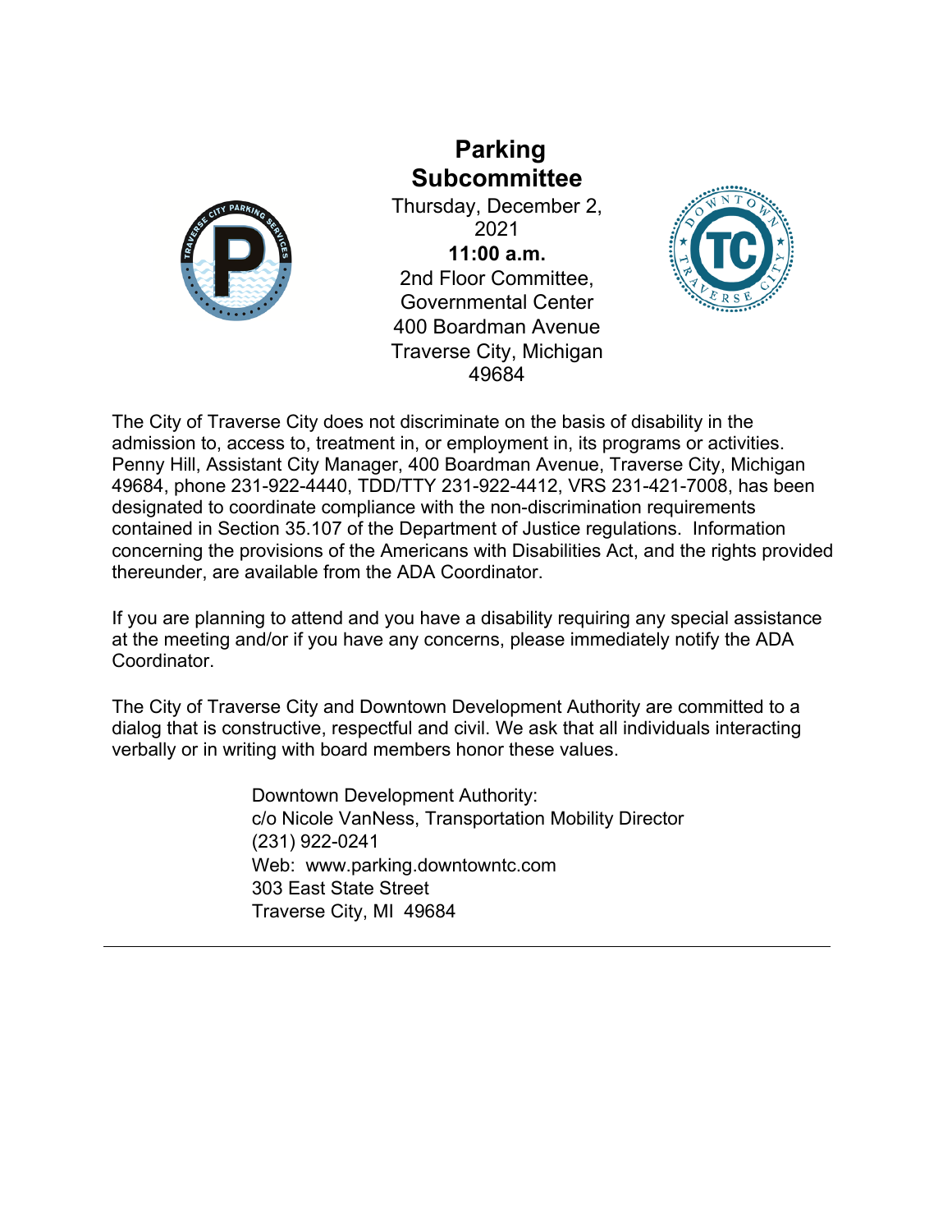# Parking Subcommittee

Thursday, December 2, 2021

**11:00 a.m.**

2nd Floor Committee, Governmental Center
400 Boardman Avenue
Traverse City, Michigan 49684

The City of Traverse City does not discriminate on the basis of disability in the admission to, access to, treatment in, or employment in, its programs or activities. Penny Hill, Assistant City Manager, 400 Boardman Avenue, Traverse City, Michigan 49684, phone 231-922-4440, TDD/TTY 231-922-4412, VRS 231-421-7008, has been designated to coordinate compliance with the non-discrimination requirements contained in Section 35.107 of the Department of Justice regulations. Information concerning the provisions of the Americans with Disabilities Act, and the rights provided thereunder, are available from the ADA Coordinator.

If you are planning to attend and you have a disability requiring any special assistance at the meeting and/or if you have any concerns, please immediately notify the ADA Coordinator.

The City of Traverse City and Downtown Development Authority are committed to a dialog that is constructive, respectful and civil. We ask that all individuals interacting verbally or in writing with board members honor these values.

Downtown Development Authority:
c/o Nicole VanNess, Transportation Mobility Director
(231) 922-0241
Web: www.parking.downtowntc.com
303 East State Street
Traverse City, MI 49684

---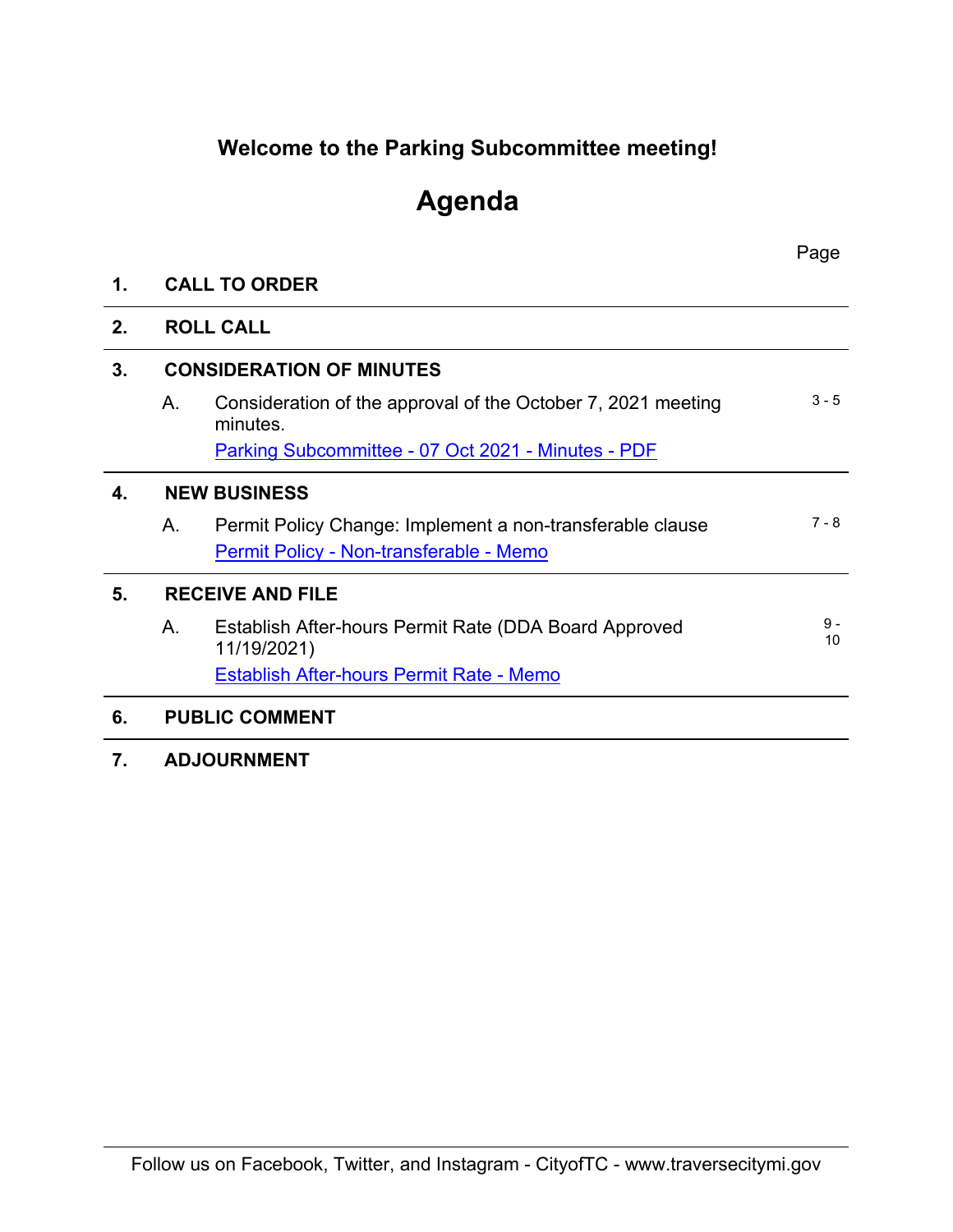**Welcome to the Parking Subcommittee meeting!**

# Agenda

Page

**1. CALL TO ORDER**

**2. ROLL CALL**

**3. CONSIDERATION OF MINUTES**

A. Consideration of the approval of the October 7, 2021 meeting minutes. — 3 - 5

Parking Subcommittee - 07 Oct 2021 - Minutes - PDF

**4. NEW BUSINESS**

A. Permit Policy Change: Implement a non-transferable clause — 7 - 8

Permit Policy - Non-transferable - Memo

**5. RECEIVE AND FILE**

A. Establish After-hours Permit Rate (DDA Board Approved 11/19/2021) — 9 - 10

Establish After-hours Permit Rate - Memo

**6. PUBLIC COMMENT**

**7. ADJOURNMENT**

Follow us on Facebook, Twitter, and Instagram - CityofTC - www.traversecitymi.gov